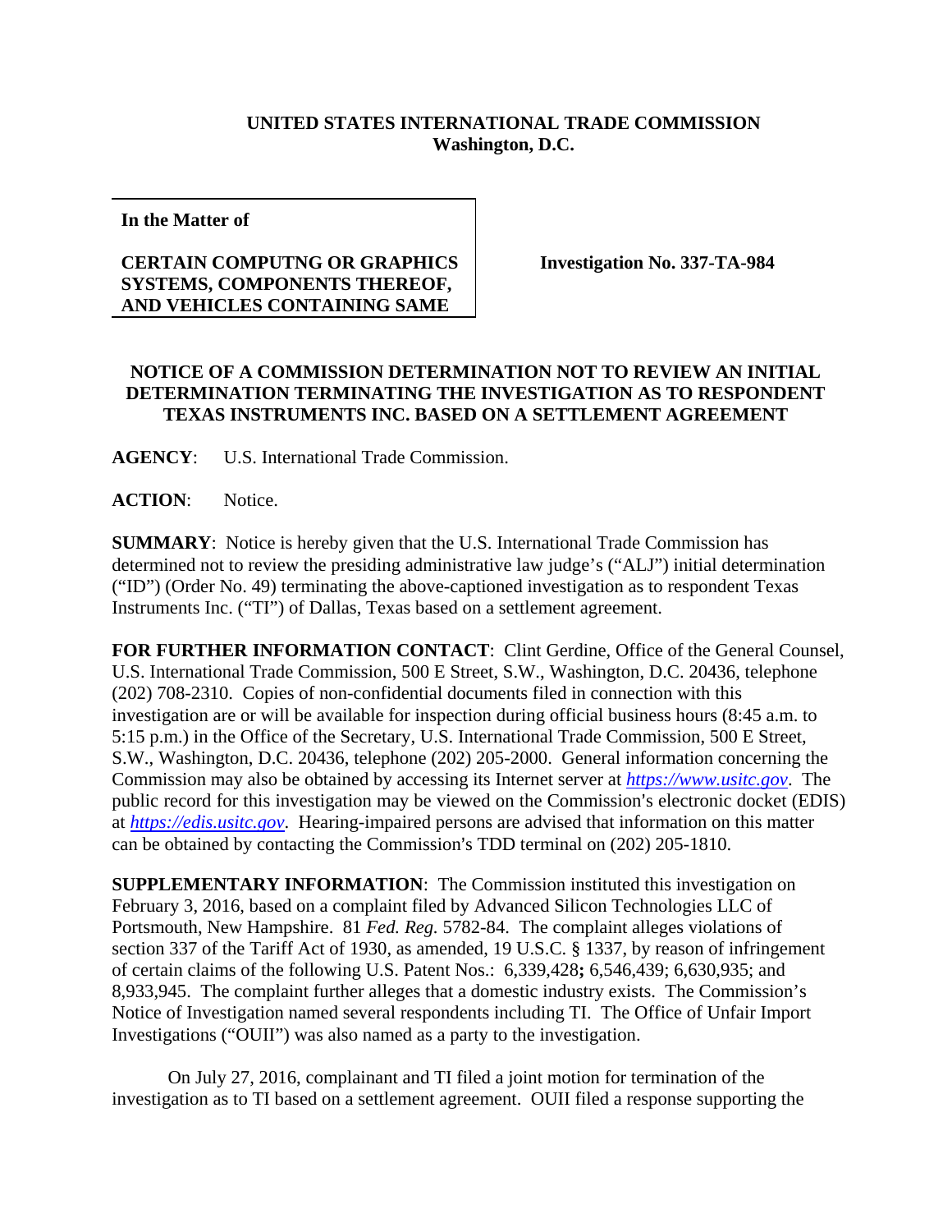**UNITED STATES INTERNATIONAL TRADE COMMISSION**
**Washington, D.C.**

| **In the Matter of** | |
|---|---|
| **CERTAIN COMPUTNG OR GRAPHICS SYSTEMS, COMPONENTS THEREOF, AND VEHICLES CONTAINING SAME** | **Investigation No. 337-TA-984** |

**NOTICE OF A COMMISSION DETERMINATION NOT TO REVIEW AN INITIAL DETERMINATION TERMINATING THE INVESTIGATION AS TO RESPONDENT TEXAS INSTRUMENTS INC. BASED ON A SETTLEMENT AGREEMENT**

**AGENCY**: U.S. International Trade Commission.

**ACTION**: Notice.

**SUMMARY**: Notice is hereby given that the U.S. International Trade Commission has determined not to review the presiding administrative law judge's ("ALJ") initial determination ("ID") (Order No. 49) terminating the above-captioned investigation as to respondent Texas Instruments Inc. ("TI") of Dallas, Texas based on a settlement agreement.

**FOR FURTHER INFORMATION CONTACT**: Clint Gerdine, Office of the General Counsel, U.S. International Trade Commission, 500 E Street, S.W., Washington, D.C. 20436, telephone (202) 708-2310. Copies of non-confidential documents filed in connection with this investigation are or will be available for inspection during official business hours (8:45 a.m. to 5:15 p.m.) in the Office of the Secretary, U.S. International Trade Commission, 500 E Street, S.W., Washington, D.C. 20436, telephone (202) 205-2000. General information concerning the Commission may also be obtained by accessing its Internet server at *https://www.usitc.gov*. The public record for this investigation may be viewed on the Commission's electronic docket (EDIS) at *https://edis.usitc.gov*. Hearing-impaired persons are advised that information on this matter can be obtained by contacting the Commission's TDD terminal on (202) 205-1810.

**SUPPLEMENTARY INFORMATION**: The Commission instituted this investigation on February 3, 2016, based on a complaint filed by Advanced Silicon Technologies LLC of Portsmouth, New Hampshire. 81 *Fed. Reg.* 5782-84. The complaint alleges violations of section 337 of the Tariff Act of 1930, as amended, 19 U.S.C. § 1337, by reason of infringement of certain claims of the following U.S. Patent Nos.: 6,339,428**;** 6,546,439; 6,630,935; and 8,933,945. The complaint further alleges that a domestic industry exists. The Commission's Notice of Investigation named several respondents including TI. The Office of Unfair Import Investigations ("OUII") was also named as a party to the investigation.

On July 27, 2016, complainant and TI filed a joint motion for termination of the investigation as to TI based on a settlement agreement. OUII filed a response supporting the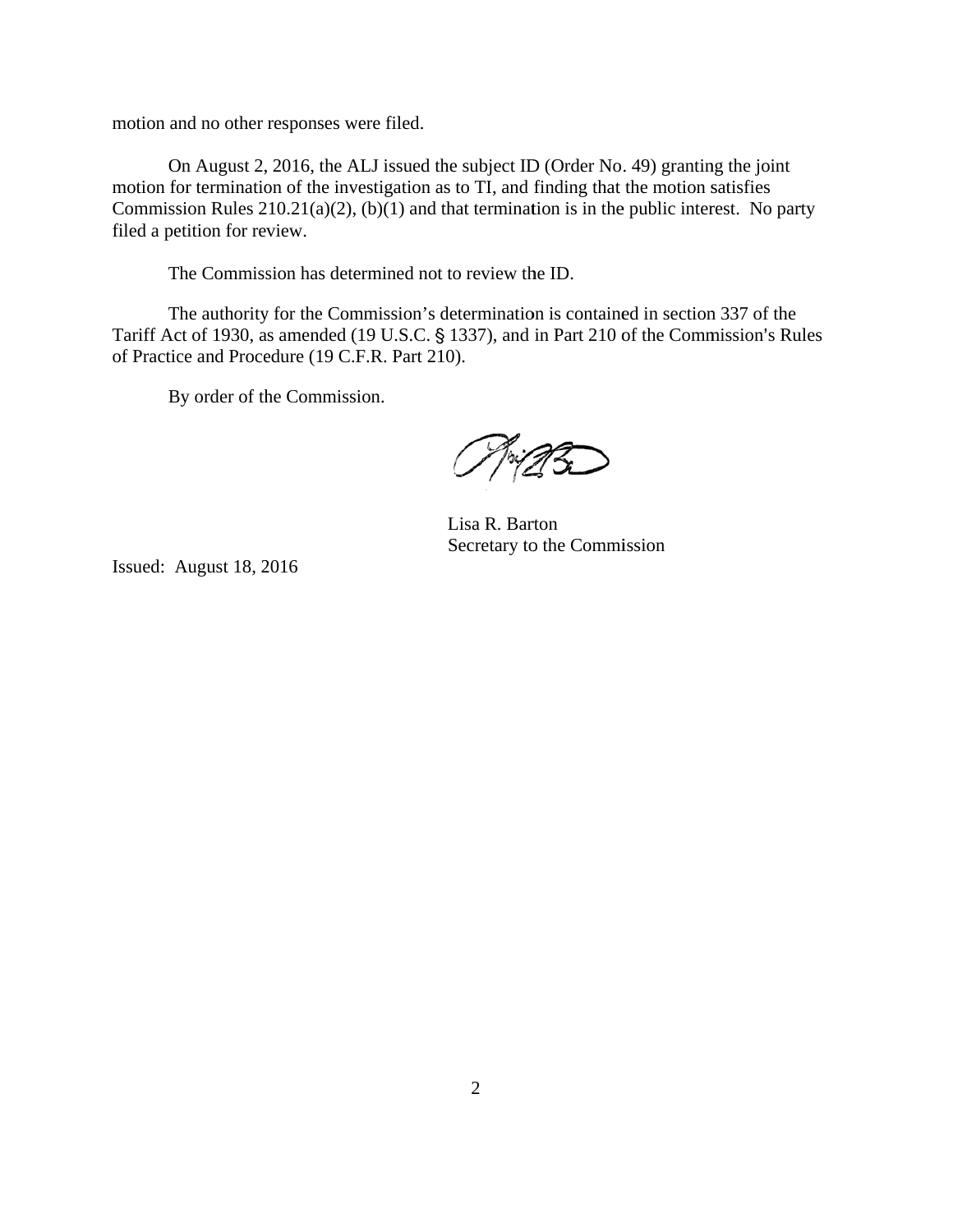motion and no other responses were filed.

On August 2, 2016, the ALJ issued the subject ID (Order No. 49) granting the joint motion for termination of the investigation as to TI, and finding that the motion satisfies Commission Rules 210.21(a)(2), (b)(1) and that termination is in the public interest. No party filed a petition for review.

The Commission has determined not to review the ID.

The authority for the Commission's determination is contained in section 337 of the Tariff Act of 1930, as amended (19 U.S.C. § 1337), and in Part 210 of the Commission's Rules of Practice and Procedure (19 C.F.R. Part 210).

By order of the Commission.

Lisa R. Barton
Secretary to the Commission

Issued: August 18, 2016